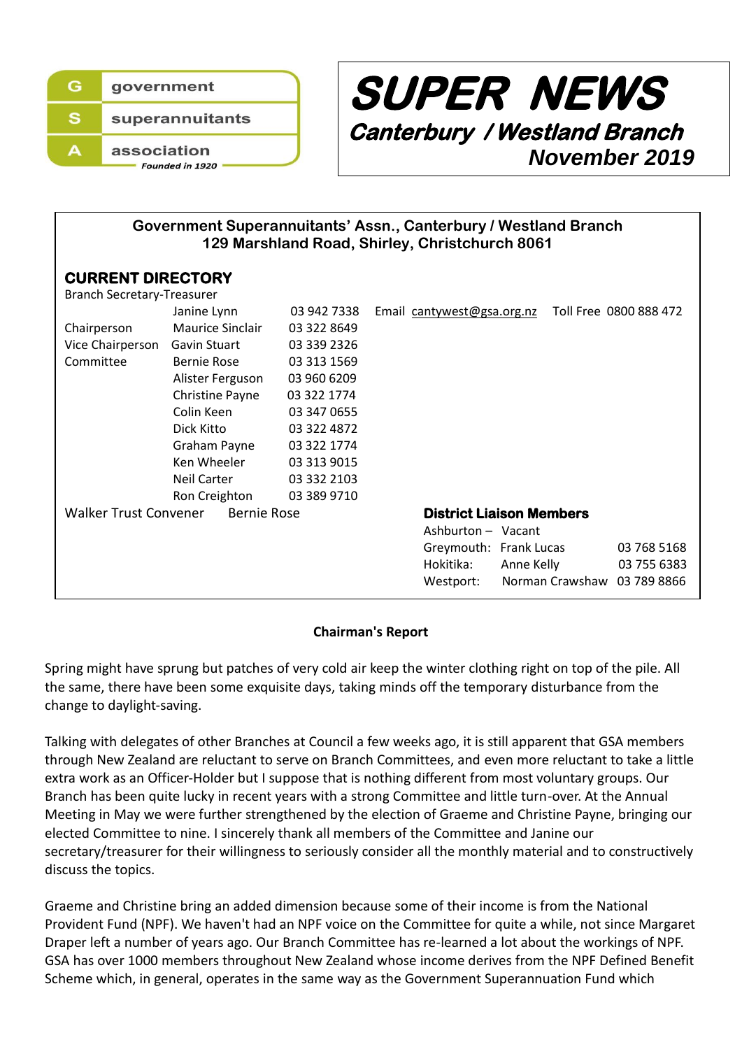**G** government
**S** superannuitants
**A** association
*Founded in 1920*

# SUPER NEWS

## *Canterbury / Westland Branch*

### *November 2019*

**Government Superannuitants' Assn., Canterbury / Westland Branch**
**129 Marshland Road, Shirley, Christchurch 8061**

## CURRENT DIRECTORY

Branch Secretary-Treasurer

| | | | |
|---|---|---|---|
| | Janine Lynn | 03 942 7338 | Email cantywest@gsa.org.nz Toll Free 0800 888 472 |
| Chairperson | Maurice Sinclair | 03 322 8649 | |
| Vice Chairperson | Gavin Stuart | 03 339 2326 | |
| Committee | Bernie Rose | 03 313 1569 | |
| | Alister Ferguson | 03 960 6209 | |
| | Christine Payne | 03 322 1774 | |
| | Colin Keen | 03 347 0655 | |
| | Dick Kitto | 03 322 4872 | |
| | Graham Payne | 03 322 1774 | |
| | Ken Wheeler | 03 313 9015 | |
| | Neil Carter | 03 332 2103 | |
| | Ron Creighton | 03 389 9710 | |
| Walker Trust Convener | Bernie Rose | | |

**District Liaison Members**

| | | |
|---|---|---|
| Ashburton – | Vacant | |
| Greymouth: | Frank Lucas | 03 768 5168 |
| Hokitika: | Anne Kelly | 03 755 6383 |
| Westport: | Norman Crawshaw | 03 789 8866 |

**Chairman's Report**

Spring might have sprung but patches of very cold air keep the winter clothing right on top of the pile. All the same, there have been some exquisite days, taking minds off the temporary disturbance from the change to daylight-saving.

Talking with delegates of other Branches at Council a few weeks ago, it is still apparent that GSA members through New Zealand are reluctant to serve on Branch Committees, and even more reluctant to take a little extra work as an Officer-Holder but I suppose that is nothing different from most voluntary groups. Our Branch has been quite lucky in recent years with a strong Committee and little turn-over. At the Annual Meeting in May we were further strengthened by the election of Graeme and Christine Payne, bringing our elected Committee to nine. I sincerely thank all members of the Committee and Janine our secretary/treasurer for their willingness to seriously consider all the monthly material and to constructively discuss the topics.

Graeme and Christine bring an added dimension because some of their income is from the National Provident Fund (NPF). We haven't had an NPF voice on the Committee for quite a while, not since Margaret Draper left a number of years ago. Our Branch Committee has re-learned a lot about the workings of NPF. GSA has over 1000 members throughout New Zealand whose income derives from the NPF Defined Benefit Scheme which, in general, operates in the same way as the Government Superannuation Fund which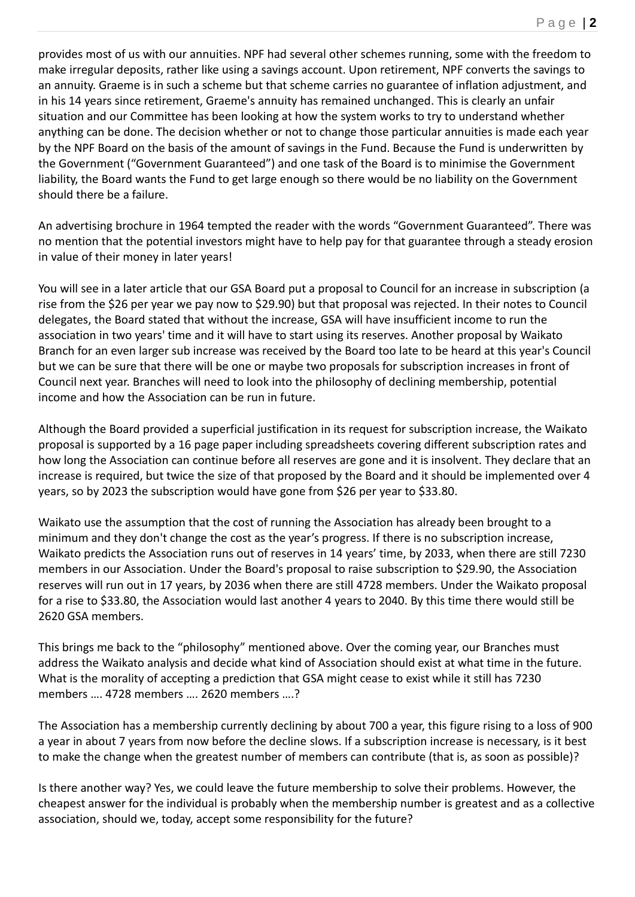provides most of us with our annuities. NPF had several other schemes running, some with the freedom to make irregular deposits, rather like using a savings account. Upon retirement, NPF converts the savings to an annuity. Graeme is in such a scheme but that scheme carries no guarantee of inflation adjustment, and in his 14 years since retirement, Graeme's annuity has remained unchanged. This is clearly an unfair situation and our Committee has been looking at how the system works to try to understand whether anything can be done. The decision whether or not to change those particular annuities is made each year by the NPF Board on the basis of the amount of savings in the Fund. Because the Fund is underwritten by the Government ("Government Guaranteed") and one task of the Board is to minimise the Government liability, the Board wants the Fund to get large enough so there would be no liability on the Government should there be a failure.

An advertising brochure in 1964 tempted the reader with the words "Government Guaranteed". There was no mention that the potential investors might have to help pay for that guarantee through a steady erosion in value of their money in later years!

You will see in a later article that our GSA Board put a proposal to Council for an increase in subscription (a rise from the $26 per year we pay now to $29.90) but that proposal was rejected. In their notes to Council delegates, the Board stated that without the increase, GSA will have insufficient income to run the association in two years' time and it will have to start using its reserves. Another proposal by Waikato Branch for an even larger sub increase was received by the Board too late to be heard at this year's Council but we can be sure that there will be one or maybe two proposals for subscription increases in front of Council next year. Branches will need to look into the philosophy of declining membership, potential income and how the Association can be run in future.

Although the Board provided a superficial justification in its request for subscription increase, the Waikato proposal is supported by a 16 page paper including spreadsheets covering different subscription rates and how long the Association can continue before all reserves are gone and it is insolvent. They declare that an increase is required, but twice the size of that proposed by the Board and it should be implemented over 4 years, so by 2023 the subscription would have gone from $26 per year to $33.80.

Waikato use the assumption that the cost of running the Association has already been brought to a minimum and they don't change the cost as the year's progress. If there is no subscription increase, Waikato predicts the Association runs out of reserves in 14 years' time, by 2033, when there are still 7230 members in our Association. Under the Board's proposal to raise subscription to $29.90, the Association reserves will run out in 17 years, by 2036 when there are still 4728 members. Under the Waikato proposal for a rise to $33.80, the Association would last another 4 years to 2040. By this time there would still be 2620 GSA members.

This brings me back to the "philosophy" mentioned above. Over the coming year, our Branches must address the Waikato analysis and decide what kind of Association should exist at what time in the future. What is the morality of accepting a prediction that GSA might cease to exist while it still has 7230 members …. 4728 members …. 2620 members ….?

The Association has a membership currently declining by about 700 a year, this figure rising to a loss of 900 a year in about 7 years from now before the decline slows. If a subscription increase is necessary, is it best to make the change when the greatest number of members can contribute (that is, as soon as possible)?

Is there another way? Yes, we could leave the future membership to solve their problems. However, the cheapest answer for the individual is probably when the membership number is greatest and as a collective association, should we, today, accept some responsibility for the future?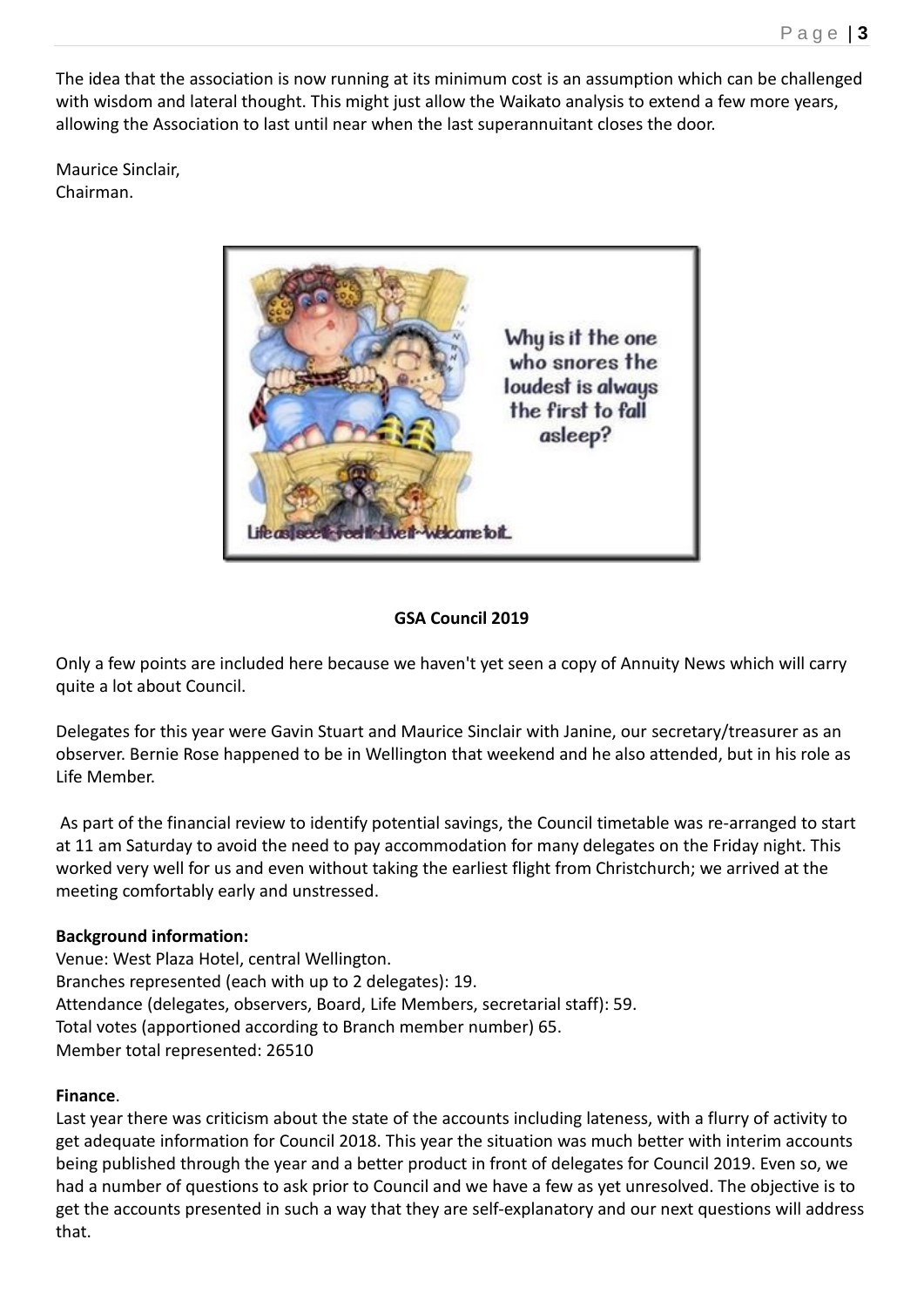The idea that the association is now running at its minimum cost is an assumption which can be challenged with wisdom and lateral thought. This might just allow the Waikato analysis to extend a few more years, allowing the Association to last until near when the last superannuitant closes the door.

Maurice Sinclair,
Chairman.

## GSA Council 2019

Only a few points are included here because we haven't yet seen a copy of Annuity News which will carry quite a lot about Council.

Delegates for this year were Gavin Stuart and Maurice Sinclair with Janine, our secretary/treasurer as an observer. Bernie Rose happened to be in Wellington that weekend and he also attended, but in his role as Life Member.

As part of the financial review to identify potential savings, the Council timetable was re-arranged to start at 11 am Saturday to avoid the need to pay accommodation for many delegates on the Friday night. This worked very well for us and even without taking the earliest flight from Christchurch; we arrived at the meeting comfortably early and unstressed.

**Background information:**
Venue: West Plaza Hotel, central Wellington.
Branches represented (each with up to 2 delegates): 19.
Attendance (delegates, observers, Board, Life Members, secretarial staff): 59.
Total votes (apportioned according to Branch member number) 65.
Member total represented: 26510

**Finance**.
Last year there was criticism about the state of the accounts including lateness, with a flurry of activity to get adequate information for Council 2018. This year the situation was much better with interim accounts being published through the year and a better product in front of delegates for Council 2019. Even so, we had a number of questions to ask prior to Council and we have a few as yet unresolved. The objective is to get the accounts presented in such a way that they are self-explanatory and our next questions will address that.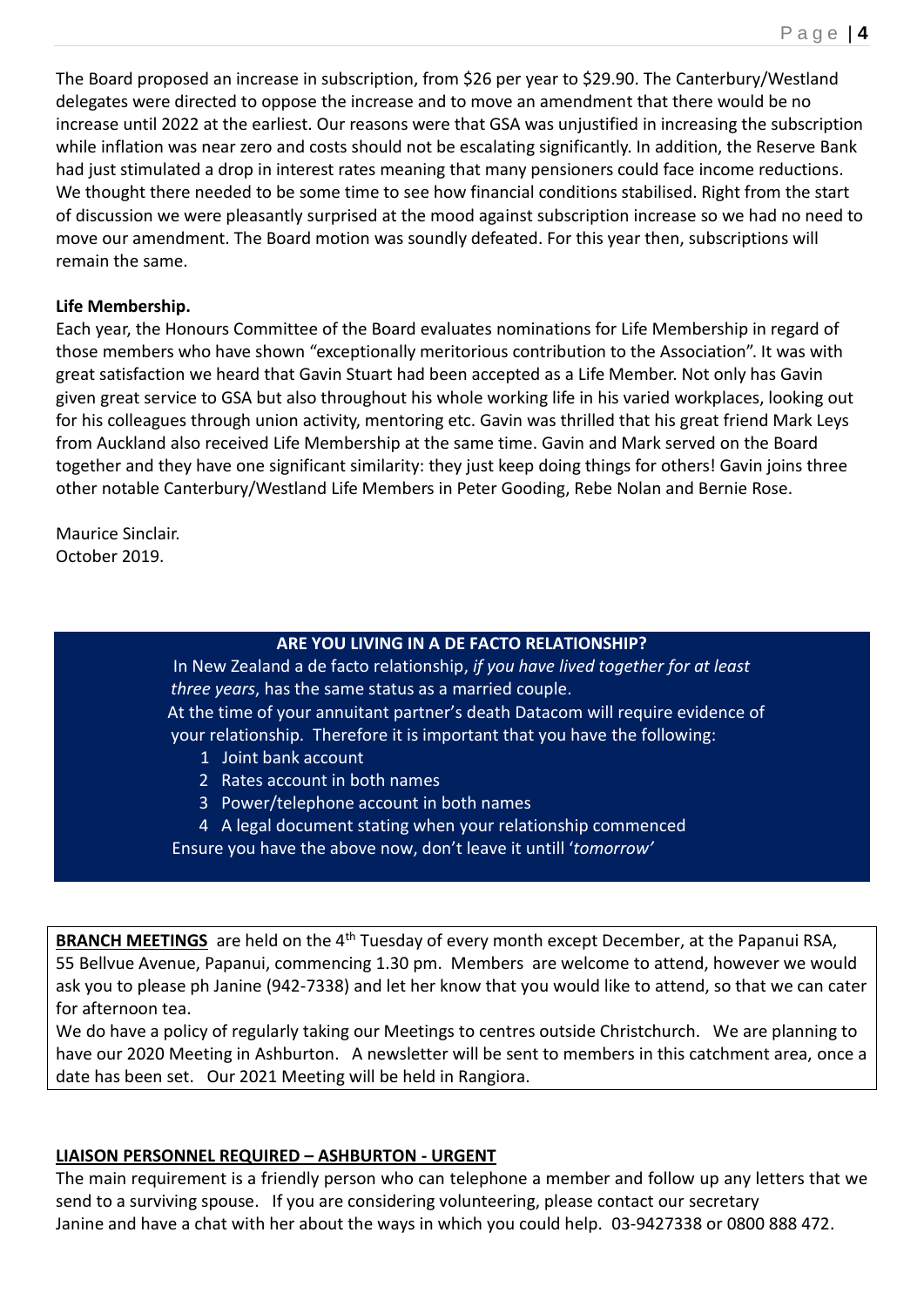The Board proposed an increase in subscription, from $26 per year to $29.90. The Canterbury/Westland delegates were directed to oppose the increase and to move an amendment that there would be no increase until 2022 at the earliest. Our reasons were that GSA was unjustified in increasing the subscription while inflation was near zero and costs should not be escalating significantly. In addition, the Reserve Bank had just stimulated a drop in interest rates meaning that many pensioners could face income reductions. We thought there needed to be some time to see how financial conditions stabilised. Right from the start of discussion we were pleasantly surprised at the mood against subscription increase so we had no need to move our amendment. The Board motion was soundly defeated. For this year then, subscriptions will remain the same.

**Life Membership.**

Each year, the Honours Committee of the Board evaluates nominations for Life Membership in regard of those members who have shown "exceptionally meritorious contribution to the Association". It was with great satisfaction we heard that Gavin Stuart had been accepted as a Life Member. Not only has Gavin given great service to GSA but also throughout his whole working life in his varied workplaces, looking out for his colleagues through union activity, mentoring etc. Gavin was thrilled that his great friend Mark Leys from Auckland also received Life Membership at the same time. Gavin and Mark served on the Board together and they have one significant similarity: they just keep doing things for others! Gavin joins three other notable Canterbury/Westland Life Members in Peter Gooding, Rebe Nolan and Bernie Rose.

Maurice Sinclair.
October 2019.

**ARE YOU LIVING IN A DE FACTO RELATIONSHIP?**

In New Zealand a de facto relationship, *if you have lived together for at least three years*, has the same status as a married couple.
At the time of your annuitant partner's death Datacom will require evidence of your relationship. Therefore it is important that you have the following:

1. Joint bank account
2. Rates account in both names
3. Power/telephone account in both names
4. A legal document stating when your relationship commenced

Ensure you have the above now, don't leave it untill '*tomorrow'*

**<u>BRANCH MEETINGS</u>** are held on the 4th Tuesday of every month except December, at the Papanui RSA, 55 Bellvue Avenue, Papanui, commencing 1.30 pm. Members are welcome to attend, however we would ask you to please ph Janine (942-7338) and let her know that you would like to attend, so that we can cater for afternoon tea.

We do have a policy of regularly taking our Meetings to centres outside Christchurch. We are planning to have our 2020 Meeting in Ashburton. A newsletter will be sent to members in this catchment area, once a date has been set. Our 2021 Meeting will be held in Rangiora.

**<u>LIAISON PERSONNEL REQUIRED – ASHBURTON - URGENT</u>**

The main requirement is a friendly person who can telephone a member and follow up any letters that we send to a surviving spouse. If you are considering volunteering, please contact our secretary Janine and have a chat with her about the ways in which you could help. 03-9427338 or 0800 888 472.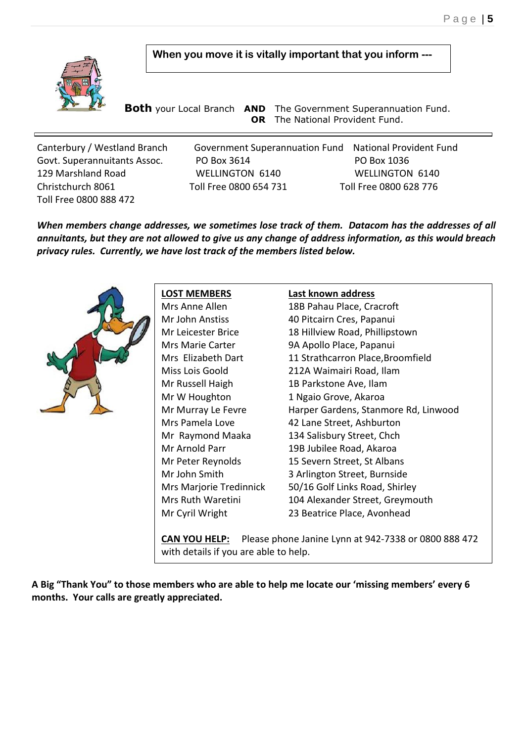**When you move it is vitally important that you inform ---**

**Both** your Local Branch **AND** The Government Superannuation Fund.
**OR** The National Provident Fund.

| Canterbury / Westland Branch | Government Superannuation Fund | National Provident Fund |
|---|---|---|
| Govt. Superannuitants Assoc. | PO Box 3614 | PO Box 1036 |
| 129 Marshland Road | WELLINGTON 6140 | WELLINGTON 6140 |
| Christchurch 8061 | Toll Free 0800 654 731 | Toll Free 0800 628 776 |
| Toll Free 0800 888 472 | | |

***When members change addresses, we sometimes lose track of them. Datacom has the addresses of all annuitants, but they are not allowed to give us any change of address information, as this would breach privacy rules. Currently, we have lost track of the members listed below.***

| LOST MEMBERS | Last known address |
|---|---|
| Mrs Anne Allen | 18B Pahau Place, Cracroft |
| Mr John Anstiss | 40 Pitcairn Cres, Papanui |
| Mr Leicester Brice | 18 Hillview Road, Phillipstown |
| Mrs Marie Carter | 9A Apollo Place, Papanui |
| Mrs Elizabeth Dart | 11 Strathcarron Place,Broomfield |
| Miss Lois Goold | 212A Waimairi Road, Ilam |
| Mr Russell Haigh | 1B Parkstone Ave, Ilam |
| Mr W Houghton | 1 Ngaio Grove, Akaroa |
| Mr Murray Le Fevre | Harper Gardens, Stanmore Rd, Linwood |
| Mrs Pamela Love | 42 Lane Street, Ashburton |
| Mr Raymond Maaka | 134 Salisbury Street, Chch |
| Mr Arnold Parr | 19B Jubilee Road, Akaroa |
| Mr Peter Reynolds | 15 Severn Street, St Albans |
| Mr John Smith | 3 Arlington Street, Burnside |
| Mrs Marjorie Tredinnick | 50/16 Golf Links Road, Shirley |
| Mrs Ruth Waretini | 104 Alexander Street, Greymouth |
| Mr Cyril Wright | 23 Beatrice Place, Avonhead |

**CAN YOU HELP:** Please phone Janine Lynn at 942-7338 or 0800 888 472 with details if you are able to help.

**A Big "Thank You" to those members who are able to help me locate our 'missing members' every 6 months. Your calls are greatly appreciated.**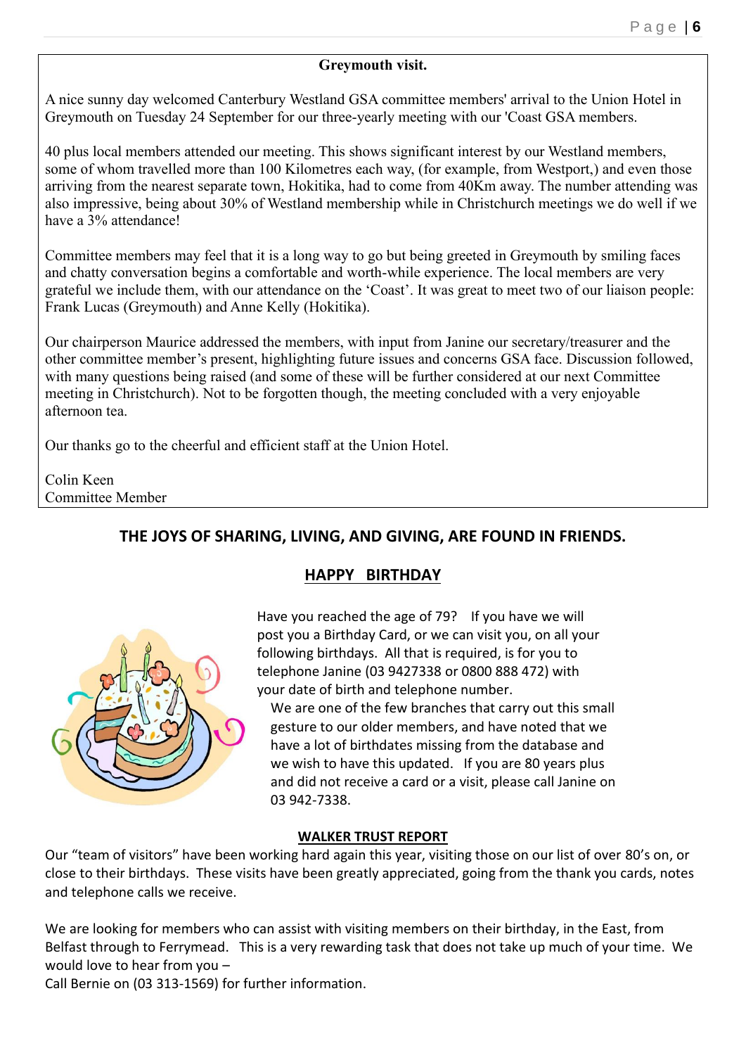## Greymouth visit.

A nice sunny day welcomed Canterbury Westland GSA committee members' arrival to the Union Hotel in Greymouth on Tuesday 24 September for our three-yearly meeting with our 'Coast GSA members.

40 plus local members attended our meeting. This shows significant interest by our Westland members, some of whom travelled more than 100 Kilometres each way, (for example, from Westport,) and even those arriving from the nearest separate town, Hokitika, had to come from 40Km away. The number attending was also impressive, being about 30% of Westland membership while in Christchurch meetings we do well if we have a 3% attendance!

Committee members may feel that it is a long way to go but being greeted in Greymouth by smiling faces and chatty conversation begins a comfortable and worth-while experience. The local members are very grateful we include them, with our attendance on the 'Coast'. It was great to meet two of our liaison people: Frank Lucas (Greymouth) and Anne Kelly (Hokitika).

Our chairperson Maurice addressed the members, with input from Janine our secretary/treasurer and the other committee member's present, highlighting future issues and concerns GSA face. Discussion followed, with many questions being raised (and some of these will be further considered at our next Committee meeting in Christchurch). Not to be forgotten though, the meeting concluded with a very enjoyable afternoon tea.

Our thanks go to the cheerful and efficient staff at the Union Hotel.

Colin Keen
Committee Member

**THE JOYS OF SHARING, LIVING, AND GIVING, ARE FOUND IN FRIENDS.**

## HAPPY BIRTHDAY

Have you reached the age of 79? If you have we will post you a Birthday Card, or we can visit you, on all your following birthdays. All that is required, is for you to telephone Janine (03 9427338 or 0800 888 472) with your date of birth and telephone number.

We are one of the few branches that carry out this small gesture to our older members, and have noted that we have a lot of birthdates missing from the database and we wish to have this updated. If you are 80 years plus and did not receive a card or a visit, please call Janine on 03 942-7338.

## WALKER TRUST REPORT

Our "team of visitors" have been working hard again this year, visiting those on our list of over 80's on, or close to their birthdays. These visits have been greatly appreciated, going from the thank you cards, notes and telephone calls we receive.

We are looking for members who can assist with visiting members on their birthday, in the East, from Belfast through to Ferrymead. This is a very rewarding task that does not take up much of your time. We would love to hear from you –
Call Bernie on (03 313-1569) for further information.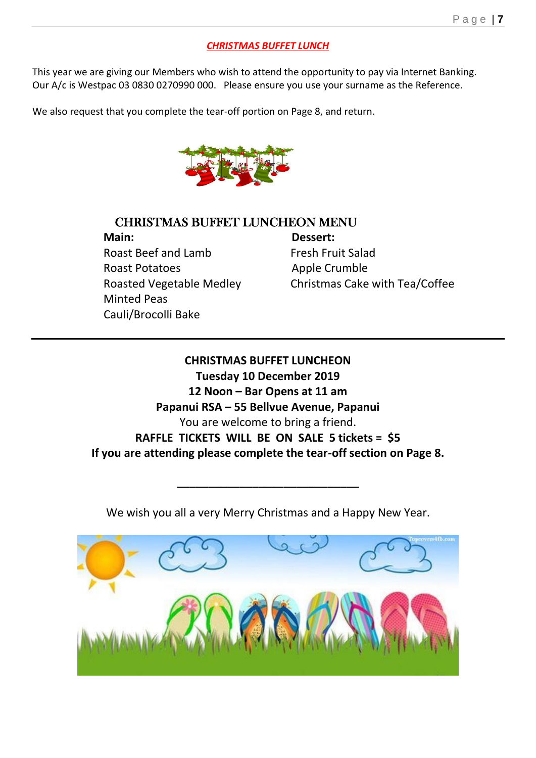## *CHRISTMAS BUFFET LUNCH*

This year we are giving our Members who wish to attend the opportunity to pay via Internet Banking. Our A/c is Westpac 03 0830 0270990 000. Please ensure you use your surname as the Reference.

We also request that you complete the tear-off portion on Page 8, and return.

### CHRISTMAS BUFFET LUNCHEON MENU

**Main:**
Roast Beef and Lamb
Roast Potatoes
Roasted Vegetable Medley
Minted Peas
Cauli/Brocolli Bake

**Dessert:**
Fresh Fruit Salad
Apple Crumble
Christmas Cake with Tea/Coffee

---

**CHRISTMAS BUFFET LUNCHEON**
**Tuesday 10 December 2019**
**12 Noon – Bar Opens at 11 am**
**Papanui RSA – 55 Bellvue Avenue, Papanui**
You are welcome to bring a friend.
**RAFFLE TICKETS WILL BE ON SALE 5 tickets = $5**
**If you are attending please complete the tear-off section on Page 8.**

---

We wish you all a very Merry Christmas and a Happy New Year.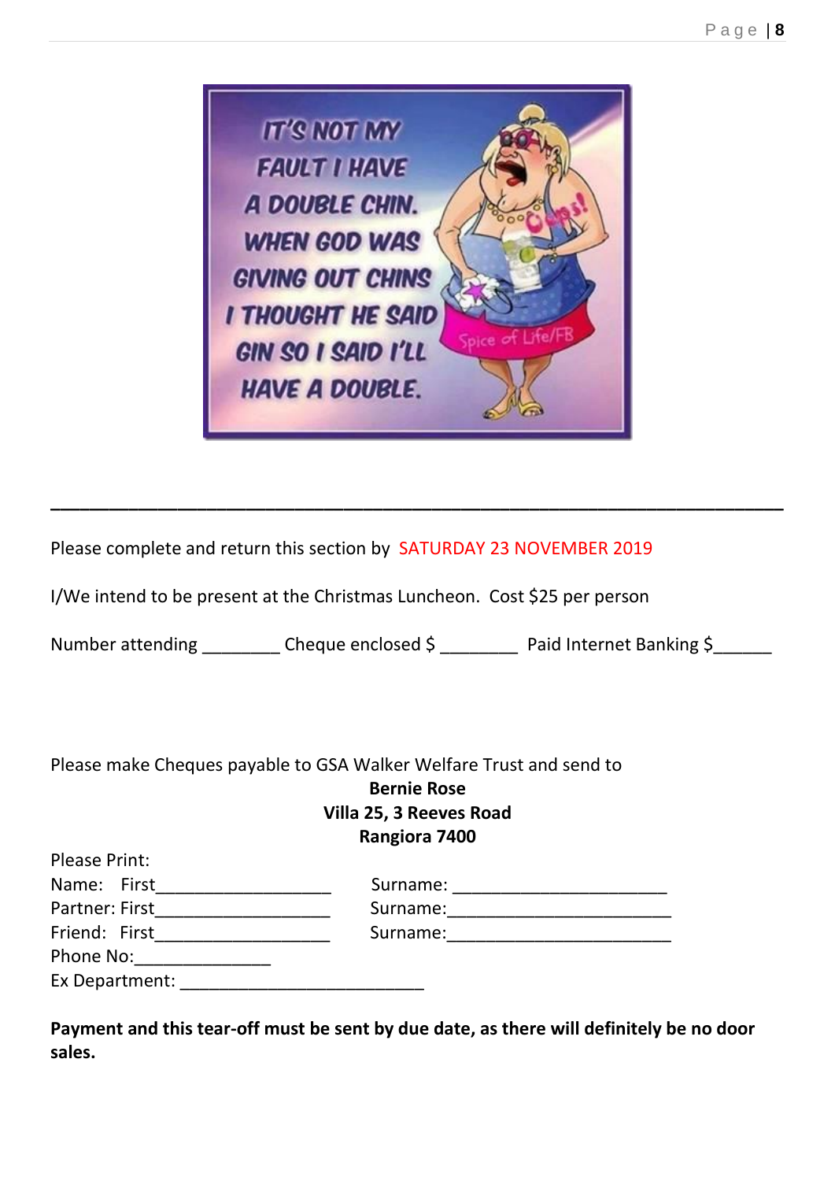Please complete and return this section by SATURDAY 23 NOVEMBER 2019

I/We intend to be present at the Christmas Luncheon. Cost $25 per person

Number attending ________ Cheque enclosed $ ________ Paid Internet Banking $______

Please make Cheques payable to GSA Walker Welfare Trust and send to

**Bernie Rose**
**Villa 25, 3 Reeves Road**
**Rangiora 7400**

Please Print:
Name: First__________________ Surname: ______________________
Partner: First__________________ Surname:_______________________
Friend: First__________________ Surname:_______________________
Phone No:______________
Ex Department: _________________________

**Payment and this tear-off must be sent by due date, as there will definitely be no door sales.**